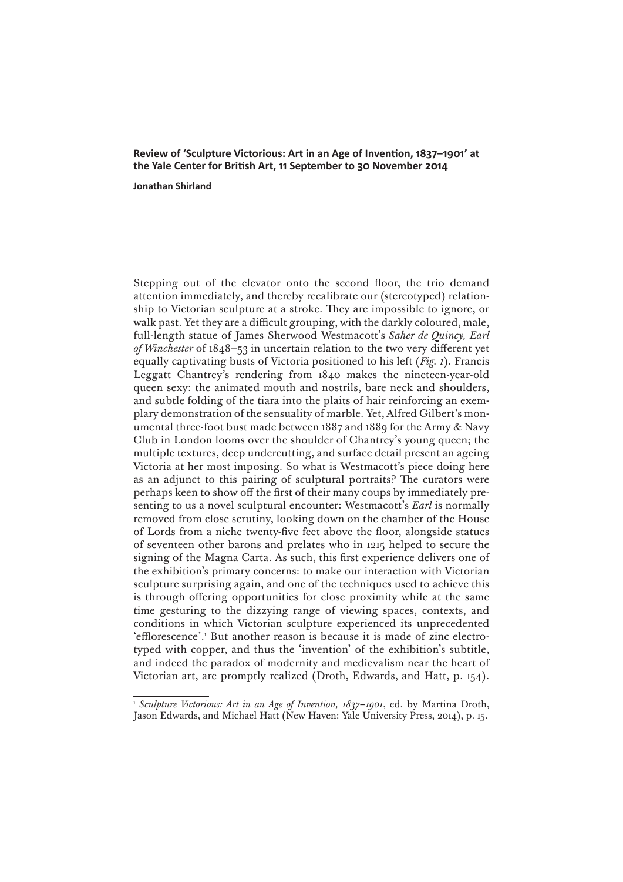**Review of 'Sculpture Victorious: Art in an Age of Invention, 1837–1901' at the Yale Center for British Art, 11 September to 30 November 2014**

**Jonathan Shirland**

Stepping out of the elevator onto the second floor, the trio demand attention immediately, and thereby recalibrate our (stereotyped) relationship to Victorian sculpture at a stroke. They are impossible to ignore, or walk past. Yet they are a difficult grouping, with the darkly coloured, male, full-length statue of James Sherwood Westmacott's *Saher de Quincy, Earl of Winchester* of 1848–53 in uncertain relation to the two very different yet equally captivating busts of Victoria positioned to his left (*Fig. 1*). Francis Leggatt Chantrey's rendering from 1840 makes the nineteen-year-old queen sexy: the animated mouth and nostrils, bare neck and shoulders, and subtle folding of the tiara into the plaits of hair reinforcing an exemplary demonstration of the sensuality of marble. Yet, Alfred Gilbert's monumental three-foot bust made between 1887 and 1889 for the Army & Navy Club in London looms over the shoulder of Chantrey's young queen; the multiple textures, deep undercutting, and surface detail present an ageing Victoria at her most imposing. So what is Westmacott's piece doing here as an adjunct to this pairing of sculptural portraits? The curators were perhaps keen to show off the first of their many coups by immediately presenting to us a novel sculptural encounter: Westmacott's *Earl* is normally removed from close scrutiny, looking down on the chamber of the House of Lords from a niche twenty-five feet above the floor, alongside statues of seventeen other barons and prelates who in 1215 helped to secure the signing of the Magna Carta. As such, this first experience delivers one of the exhibition's primary concerns: to make our interaction with Victorian sculpture surprising again, and one of the techniques used to achieve this is through offering opportunities for close proximity while at the same time gesturing to the dizzying range of viewing spaces, contexts, and conditions in which Victorian sculpture experienced its unprecedented 'efflorescence'.[1] But another reason is because it is made of zinc electrotyped with copper, and thus the 'invention' of the exhibition's subtitle, and indeed the paradox of modernity and medievalism near the heart of Victorian art, are promptly realized (Droth, Edwards, and Hatt, p. 154).

[1] *Sculpture Victorious: Art in an Age of Invention, 1837–1901*, ed. by Martina Droth, Jason Edwards, and Michael Hatt (New Haven: Yale University Press, 2014), p. 15.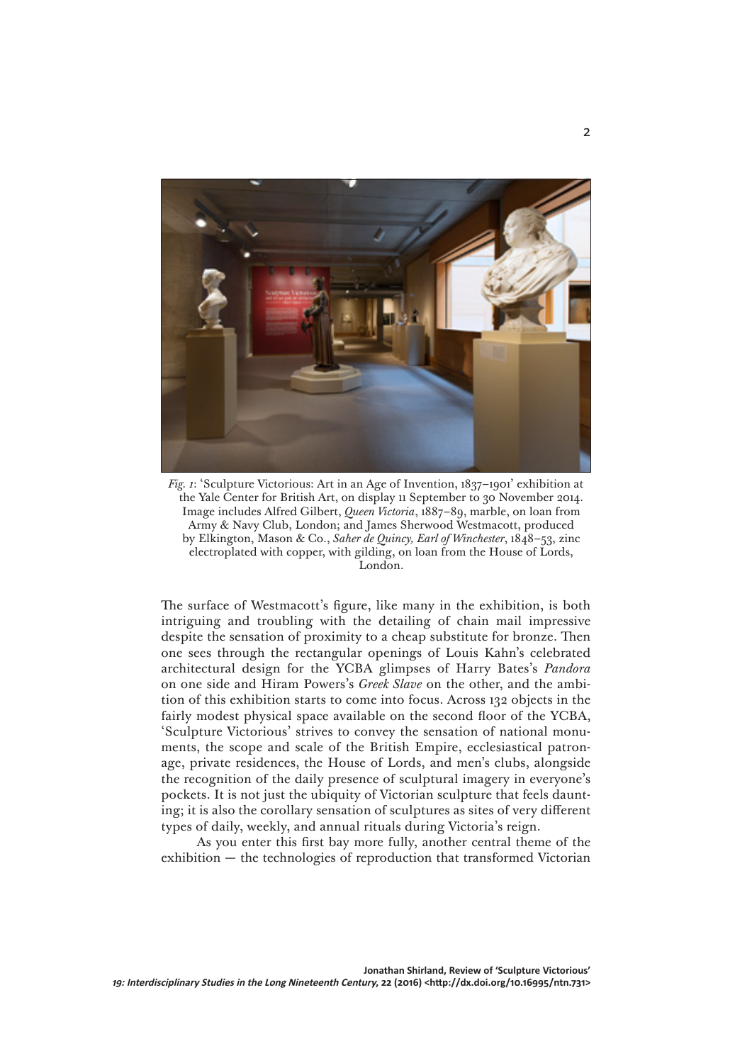*Fig. 1*: 'Sculpture Victorious: Art in an Age of Invention, 1837–1901' exhibition at the Yale Center for British Art, on display 11 September to 30 November 2014. Image includes Alfred Gilbert, *Queen Victoria*, 1887–89, marble, on loan from Army & Navy Club, London; and James Sherwood Westmacott, produced by Elkington, Mason & Co., *Saher de Quincy, Earl of Winchester*, 1848–53, zinc electroplated with copper, with gilding, on loan from the House of Lords, London.

The surface of Westmacott's figure, like many in the exhibition, is both intriguing and troubling with the detailing of chain mail impressive despite the sensation of proximity to a cheap substitute for bronze. Then one sees through the rectangular openings of Louis Kahn's celebrated architectural design for the YCBA glimpses of Harry Bates's *Pandora* on one side and Hiram Powers's *Greek Slave* on the other, and the ambition of this exhibition starts to come into focus. Across 132 objects in the fairly modest physical space available on the second floor of the YCBA, 'Sculpture Victorious' strives to convey the sensation of national monuments, the scope and scale of the British Empire, ecclesiastical patronage, private residences, the House of Lords, and men's clubs, alongside the recognition of the daily presence of sculptural imagery in everyone's pockets. It is not just the ubiquity of Victorian sculpture that feels daunting; it is also the corollary sensation of sculptures as sites of very different types of daily, weekly, and annual rituals during Victoria's reign.

As you enter this first bay more fully, another central theme of the exhibition — the technologies of reproduction that transformed Victorian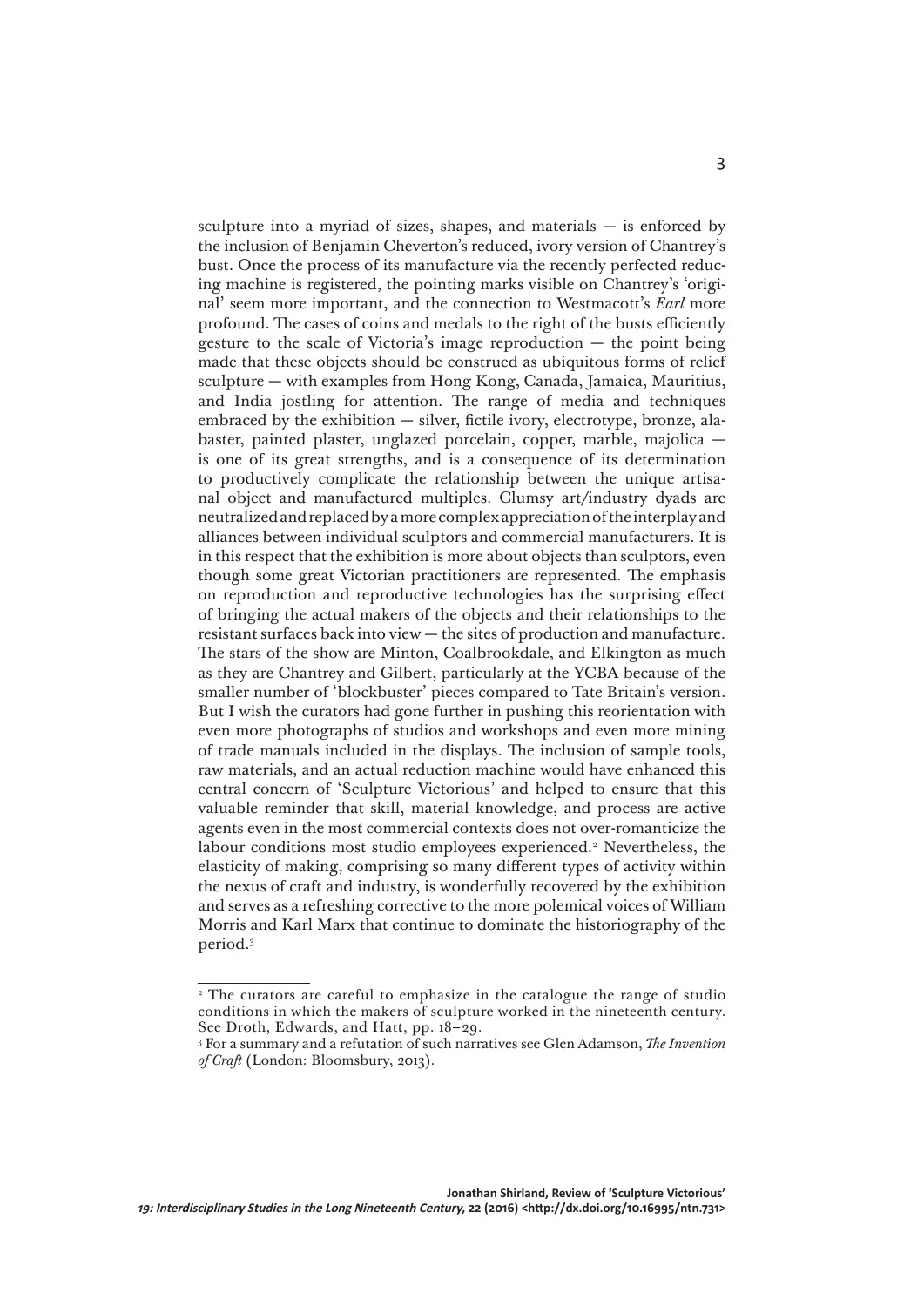sculpture into a myriad of sizes, shapes, and materials — is enforced by the inclusion of Benjamin Cheverton's reduced, ivory version of Chantrey's bust. Once the process of its manufacture via the recently perfected reducing machine is registered, the pointing marks visible on Chantrey's 'original' seem more important, and the connection to Westmacott's *Earl* more profound. The cases of coins and medals to the right of the busts efficiently gesture to the scale of Victoria's image reproduction — the point being made that these objects should be construed as ubiquitous forms of relief sculpture — with examples from Hong Kong, Canada, Jamaica, Mauritius, and India jostling for attention. The range of media and techniques embraced by the exhibition — silver, fictile ivory, electrotype, bronze, alabaster, painted plaster, unglazed porcelain, copper, marble, majolica — is one of its great strengths, and is a consequence of its determination to productively complicate the relationship between the unique artisanal object and manufactured multiples. Clumsy art/industry dyads are neutralized and replaced by a more complex appreciation of the interplay and alliances between individual sculptors and commercial manufacturers. It is in this respect that the exhibition is more about objects than sculptors, even though some great Victorian practitioners are represented. The emphasis on reproduction and reproductive technologies has the surprising effect of bringing the actual makers of the objects and their relationships to the resistant surfaces back into view — the sites of production and manufacture. The stars of the show are Minton, Coalbrookdale, and Elkington as much as they are Chantrey and Gilbert, particularly at the YCBA because of the smaller number of 'blockbuster' pieces compared to Tate Britain's version. But I wish the curators had gone further in pushing this reorientation with even more photographs of studios and workshops and even more mining of trade manuals included in the displays. The inclusion of sample tools, raw materials, and an actual reduction machine would have enhanced this central concern of 'Sculpture Victorious' and helped to ensure that this valuable reminder that skill, material knowledge, and process are active agents even in the most commercial contexts does not over-romanticize the labour conditions most studio employees experienced.[2] Nevertheless, the elasticity of making, comprising so many different types of activity within the nexus of craft and industry, is wonderfully recovered by the exhibition and serves as a refreshing corrective to the more polemical voices of William Morris and Karl Marx that continue to dominate the historiography of the period.[3]

---

[2] The curators are careful to emphasize in the catalogue the range of studio conditions in which the makers of sculpture worked in the nineteenth century. See Droth, Edwards, and Hatt, pp. 18–29.

[3] For a summary and a refutation of such narratives see Glen Adamson, *The Invention of Craft* (London: Bloomsbury, 2013).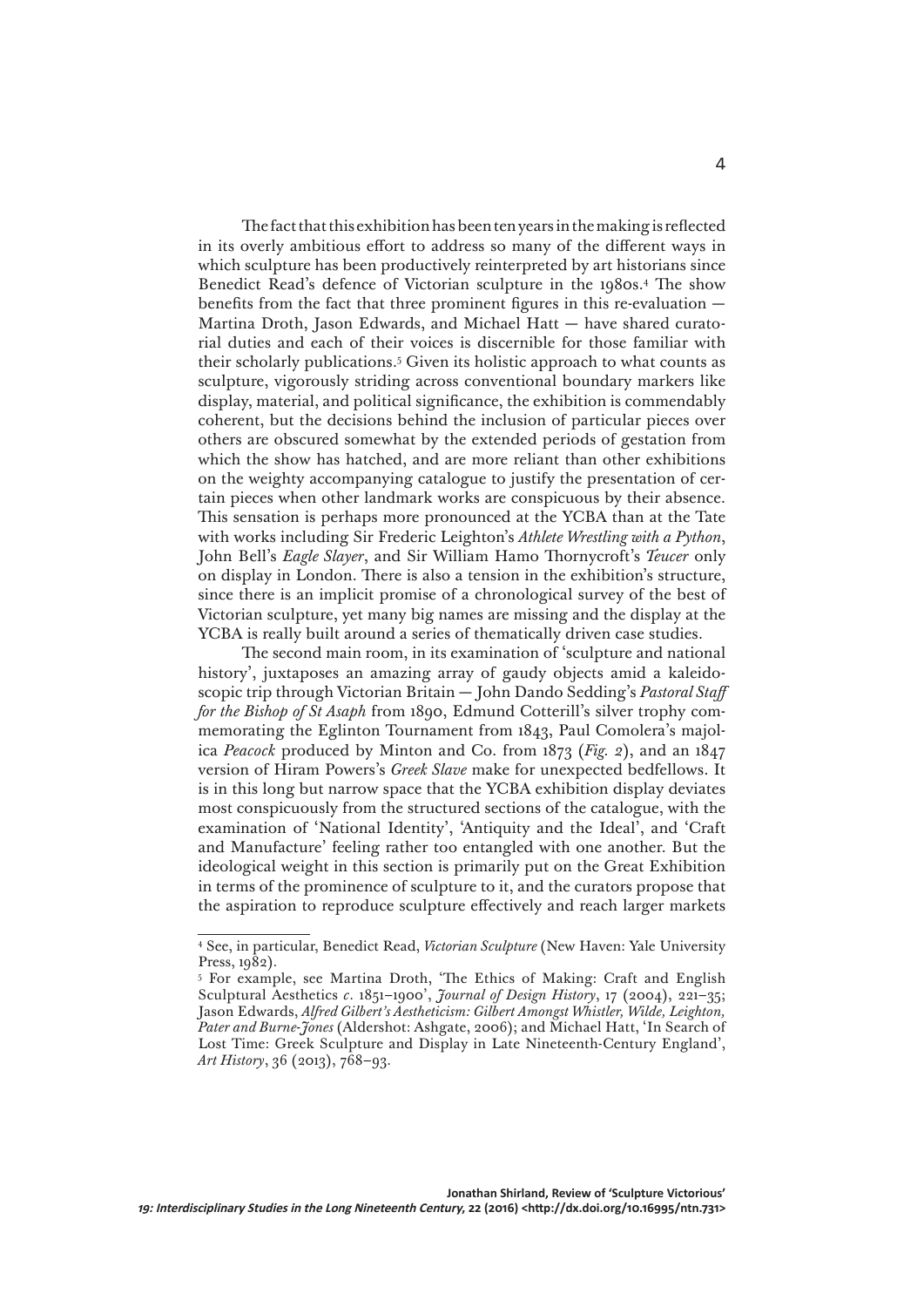The fact that this exhibition has been ten years in the making is reflected in its overly ambitious effort to address so many of the different ways in which sculpture has been productively reinterpreted by art historians since Benedict Read's defence of Victorian sculpture in the 1980s.[4] The show benefits from the fact that three prominent figures in this re-evaluation — Martina Droth, Jason Edwards, and Michael Hatt — have shared curatorial duties and each of their voices is discernible for those familiar with their scholarly publications.[5] Given its holistic approach to what counts as sculpture, vigorously striding across conventional boundary markers like display, material, and political significance, the exhibition is commendably coherent, but the decisions behind the inclusion of particular pieces over others are obscured somewhat by the extended periods of gestation from which the show has hatched, and are more reliant than other exhibitions on the weighty accompanying catalogue to justify the presentation of certain pieces when other landmark works are conspicuous by their absence. This sensation is perhaps more pronounced at the YCBA than at the Tate with works including Sir Frederic Leighton's *Athlete Wrestling with a Python*, John Bell's *Eagle Slayer*, and Sir William Hamo Thornycroft's *Teucer* only on display in London. There is also a tension in the exhibition's structure, since there is an implicit promise of a chronological survey of the best of Victorian sculpture, yet many big names are missing and the display at the YCBA is really built around a series of thematically driven case studies.

The second main room, in its examination of 'sculpture and national history', juxtaposes an amazing array of gaudy objects amid a kaleidoscopic trip through Victorian Britain — John Dando Sedding's *Pastoral Staff for the Bishop of St Asaph* from 1890, Edmund Cotterill's silver trophy commemorating the Eglinton Tournament from 1843, Paul Comolera's majolica *Peacock* produced by Minton and Co. from 1873 (*Fig. 2*), and an 1847 version of Hiram Powers's *Greek Slave* make for unexpected bedfellows. It is in this long but narrow space that the YCBA exhibition display deviates most conspicuously from the structured sections of the catalogue, with the examination of 'National Identity', 'Antiquity and the Ideal', and 'Craft and Manufacture' feeling rather too entangled with one another. But the ideological weight in this section is primarily put on the Great Exhibition in terms of the prominence of sculpture to it, and the curators propose that the aspiration to reproduce sculpture effectively and reach larger markets

---

[4] See, in particular, Benedict Read, *Victorian Sculpture* (New Haven: Yale University Press, 1982).

[5] For example, see Martina Droth, 'The Ethics of Making: Craft and English Sculptural Aesthetics *c.* 1851–1900', *Journal of Design History*, 17 (2004), 221–35; Jason Edwards, *Alfred Gilbert's Aestheticism: Gilbert Amongst Whistler, Wilde, Leighton, Pater and Burne-Jones* (Aldershot: Ashgate, 2006); and Michael Hatt, 'In Search of Lost Time: Greek Sculpture and Display in Late Nineteenth-Century England', *Art History*, 36 (2013), 768–93.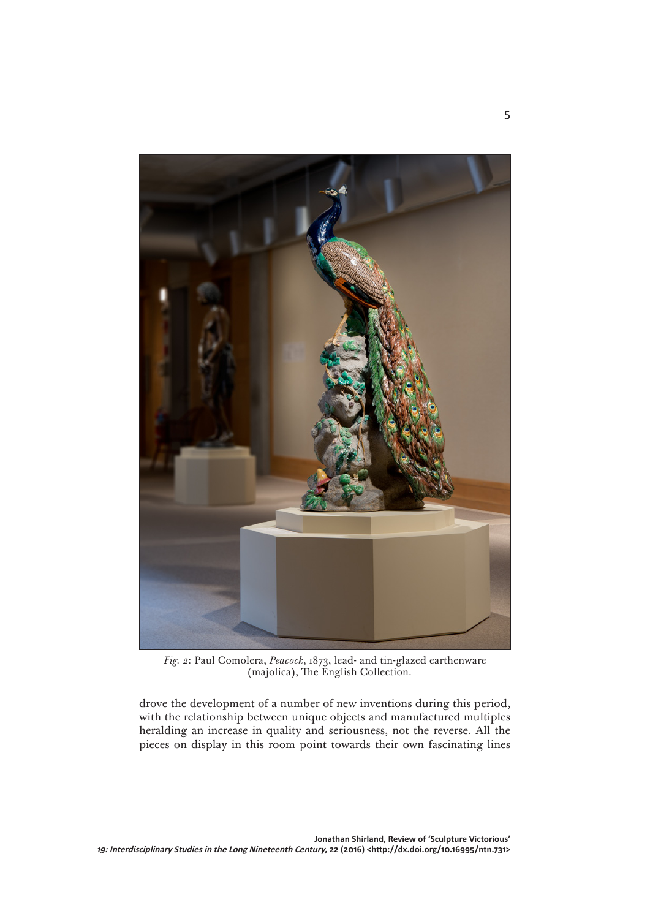*Fig. 2*: Paul Comolera, *Peacock*, 1873, lead- and tin-glazed earthenware (majolica), The English Collection.

drove the development of a number of new inventions during this period, with the relationship between unique objects and manufactured multiples heralding an increase in quality and seriousness, not the reverse. All the pieces on display in this room point towards their own fascinating lines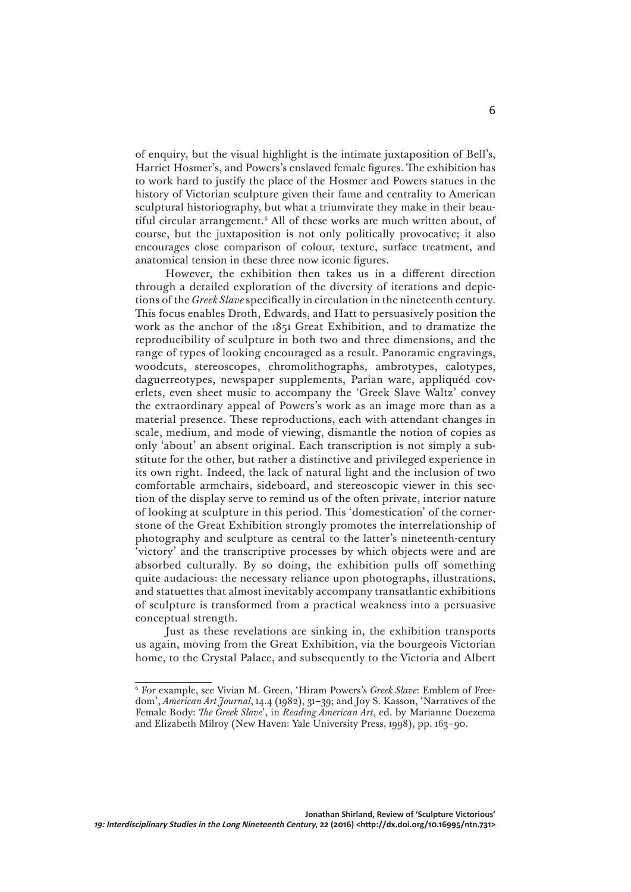of enquiry, but the visual highlight is the intimate juxtaposition of Bell's, Harriet Hosmer's, and Powers's enslaved female figures. The exhibition has to work hard to justify the place of the Hosmer and Powers statues in the history of Victorian sculpture given their fame and centrality to American sculptural historiography, but what a triumvirate they make in their beautiful circular arrangement.[6] All of these works are much written about, of course, but the juxtaposition is not only politically provocative; it also encourages close comparison of colour, texture, surface treatment, and anatomical tension in these three now iconic figures.

However, the exhibition then takes us in a different direction through a detailed exploration of the diversity of iterations and depictions of the *Greek Slave* specifically in circulation in the nineteenth century. This focus enables Droth, Edwards, and Hatt to persuasively position the work as the anchor of the 1851 Great Exhibition, and to dramatize the reproducibility of sculpture in both two and three dimensions, and the range of types of looking encouraged as a result. Panoramic engravings, woodcuts, stereoscopes, chromolithographs, ambrotypes, calotypes, daguerreotypes, newspaper supplements, Parian ware, appliquéd coverlets, even sheet music to accompany the 'Greek Slave Waltz' convey the extraordinary appeal of Powers's work as an image more than as a material presence. These reproductions, each with attendant changes in scale, medium, and mode of viewing, dismantle the notion of copies as only 'about' an absent original. Each transcription is not simply a substitute for the other, but rather a distinctive and privileged experience in its own right. Indeed, the lack of natural light and the inclusion of two comfortable armchairs, sideboard, and stereoscopic viewer in this section of the display serve to remind us of the often private, interior nature of looking at sculpture in this period. This 'domestication' of the cornerstone of the Great Exhibition strongly promotes the interrelationship of photography and sculpture as central to the latter's nineteenth-century 'victory' and the transcriptive processes by which objects were and are absorbed culturally. By so doing, the exhibition pulls off something quite audacious: the necessary reliance upon photographs, illustrations, and statuettes that almost inevitably accompany transatlantic exhibitions of sculpture is transformed from a practical weakness into a persuasive conceptual strength.

Just as these revelations are sinking in, the exhibition transports us again, moving from the Great Exhibition, via the bourgeois Victorian home, to the Crystal Palace, and subsequently to the Victoria and Albert

---

[6] For example, see Vivian M. Green, 'Hiram Powers's *Greek Slave*: Emblem of Freedom', *American Art Journal*, 14.4 (1982), 31–39; and Joy S. Kasson, 'Narratives of the Female Body: *The Greek Slave*', in *Reading American Art*, ed. by Marianne Doezema and Elizabeth Milroy (New Haven: Yale University Press, 1998), pp. 163–90.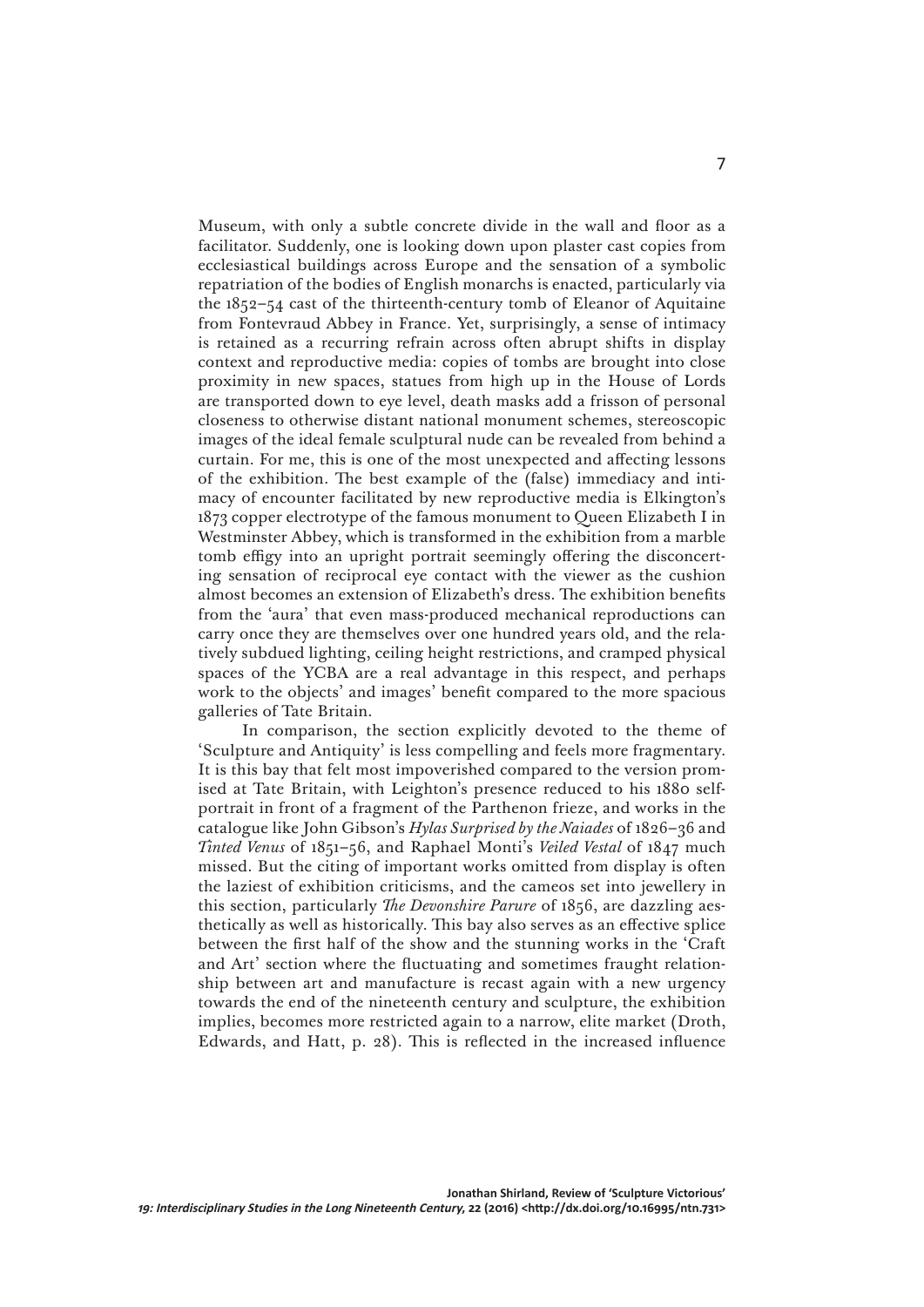Museum, with only a subtle concrete divide in the wall and floor as a facilitator. Suddenly, one is looking down upon plaster cast copies from ecclesiastical buildings across Europe and the sensation of a symbolic repatriation of the bodies of English monarchs is enacted, particularly via the 1852–54 cast of the thirteenth-century tomb of Eleanor of Aquitaine from Fontevraud Abbey in France. Yet, surprisingly, a sense of intimacy is retained as a recurring refrain across often abrupt shifts in display context and reproductive media: copies of tombs are brought into close proximity in new spaces, statues from high up in the House of Lords are transported down to eye level, death masks add a frisson of personal closeness to otherwise distant national monument schemes, stereoscopic images of the ideal female sculptural nude can be revealed from behind a curtain. For me, this is one of the most unexpected and affecting lessons of the exhibition. The best example of the (false) immediacy and intimacy of encounter facilitated by new reproductive media is Elkington's 1873 copper electrotype of the famous monument to Queen Elizabeth I in Westminster Abbey, which is transformed in the exhibition from a marble tomb effigy into an upright portrait seemingly offering the disconcerting sensation of reciprocal eye contact with the viewer as the cushion almost becomes an extension of Elizabeth's dress. The exhibition benefits from the 'aura' that even mass-produced mechanical reproductions can carry once they are themselves over one hundred years old, and the relatively subdued lighting, ceiling height restrictions, and cramped physical spaces of the YCBA are a real advantage in this respect, and perhaps work to the objects' and images' benefit compared to the more spacious galleries of Tate Britain.

In comparison, the section explicitly devoted to the theme of 'Sculpture and Antiquity' is less compelling and feels more fragmentary. It is this bay that felt most impoverished compared to the version promised at Tate Britain, with Leighton's presence reduced to his 1880 self-portrait in front of a fragment of the Parthenon frieze, and works in the catalogue like John Gibson's *Hylas Surprised by the Naiades* of 1826–36 and *Tinted Venus* of 1851–56, and Raphael Monti's *Veiled Vestal* of 1847 much missed. But the citing of important works omitted from display is often the laziest of exhibition criticisms, and the cameos set into jewellery in this section, particularly *The Devonshire Parure* of 1856, are dazzling aesthetically as well as historically. This bay also serves as an effective splice between the first half of the show and the stunning works in the 'Craft and Art' section where the fluctuating and sometimes fraught relationship between art and manufacture is recast again with a new urgency towards the end of the nineteenth century and sculpture, the exhibition implies, becomes more restricted again to a narrow, elite market (Droth, Edwards, and Hatt, p. 28). This is reflected in the increased influence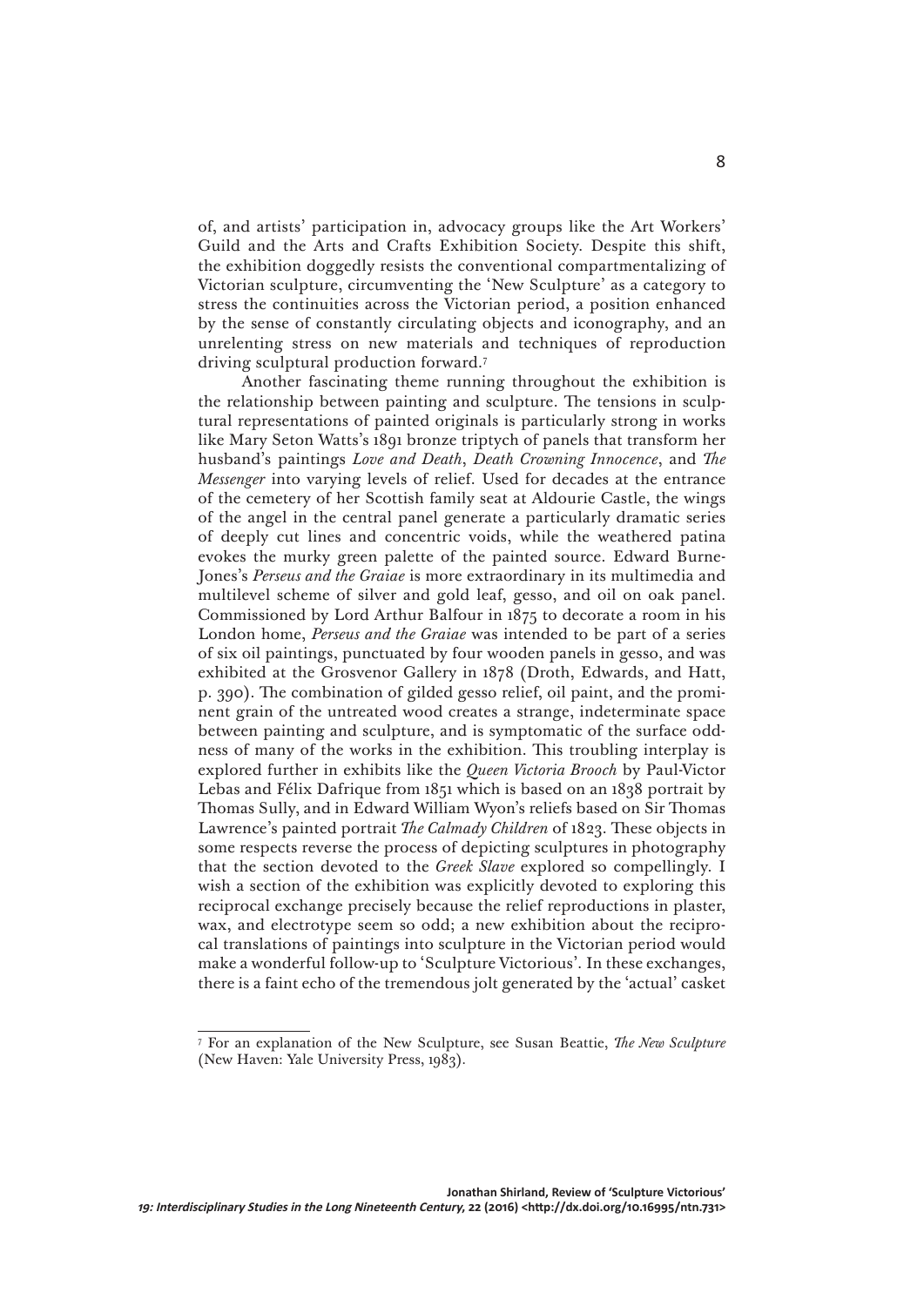of, and artists' participation in, advocacy groups like the Art Workers' Guild and the Arts and Crafts Exhibition Society. Despite this shift, the exhibition doggedly resists the conventional compartmentalizing of Victorian sculpture, circumventing the 'New Sculpture' as a category to stress the continuities across the Victorian period, a position enhanced by the sense of constantly circulating objects and iconography, and an unrelenting stress on new materials and techniques of reproduction driving sculptural production forward.[7]

Another fascinating theme running throughout the exhibition is the relationship between painting and sculpture. The tensions in sculptural representations of painted originals is particularly strong in works like Mary Seton Watts's 1891 bronze triptych of panels that transform her husband's paintings *Love and Death*, *Death Crowning Innocence*, and *The Messenger* into varying levels of relief. Used for decades at the entrance of the cemetery of her Scottish family seat at Aldourie Castle, the wings of the angel in the central panel generate a particularly dramatic series of deeply cut lines and concentric voids, while the weathered patina evokes the murky green palette of the painted source. Edward Burne-Jones's *Perseus and the Graiae* is more extraordinary in its multimedia and multilevel scheme of silver and gold leaf, gesso, and oil on oak panel. Commissioned by Lord Arthur Balfour in 1875 to decorate a room in his London home, *Perseus and the Graiae* was intended to be part of a series of six oil paintings, punctuated by four wooden panels in gesso, and was exhibited at the Grosvenor Gallery in 1878 (Droth, Edwards, and Hatt, p. 390). The combination of gilded gesso relief, oil paint, and the prominent grain of the untreated wood creates a strange, indeterminate space between painting and sculpture, and is symptomatic of the surface oddness of many of the works in the exhibition. This troubling interplay is explored further in exhibits like the *Queen Victoria Brooch* by Paul-Victor Lebas and Félix Dafrique from 1851 which is based on an 1838 portrait by Thomas Sully, and in Edward William Wyon's reliefs based on Sir Thomas Lawrence's painted portrait *The Calmady Children* of 1823. These objects in some respects reverse the process of depicting sculptures in photography that the section devoted to the *Greek Slave* explored so compellingly. I wish a section of the exhibition was explicitly devoted to exploring this reciprocal exchange precisely because the relief reproductions in plaster, wax, and electrotype seem so odd; a new exhibition about the reciprocal translations of paintings into sculpture in the Victorian period would make a wonderful follow-up to 'Sculpture Victorious'. In these exchanges, there is a faint echo of the tremendous jolt generated by the 'actual' casket

[7] For an explanation of the New Sculpture, see Susan Beattie, *The New Sculpture* (New Haven: Yale University Press, 1983).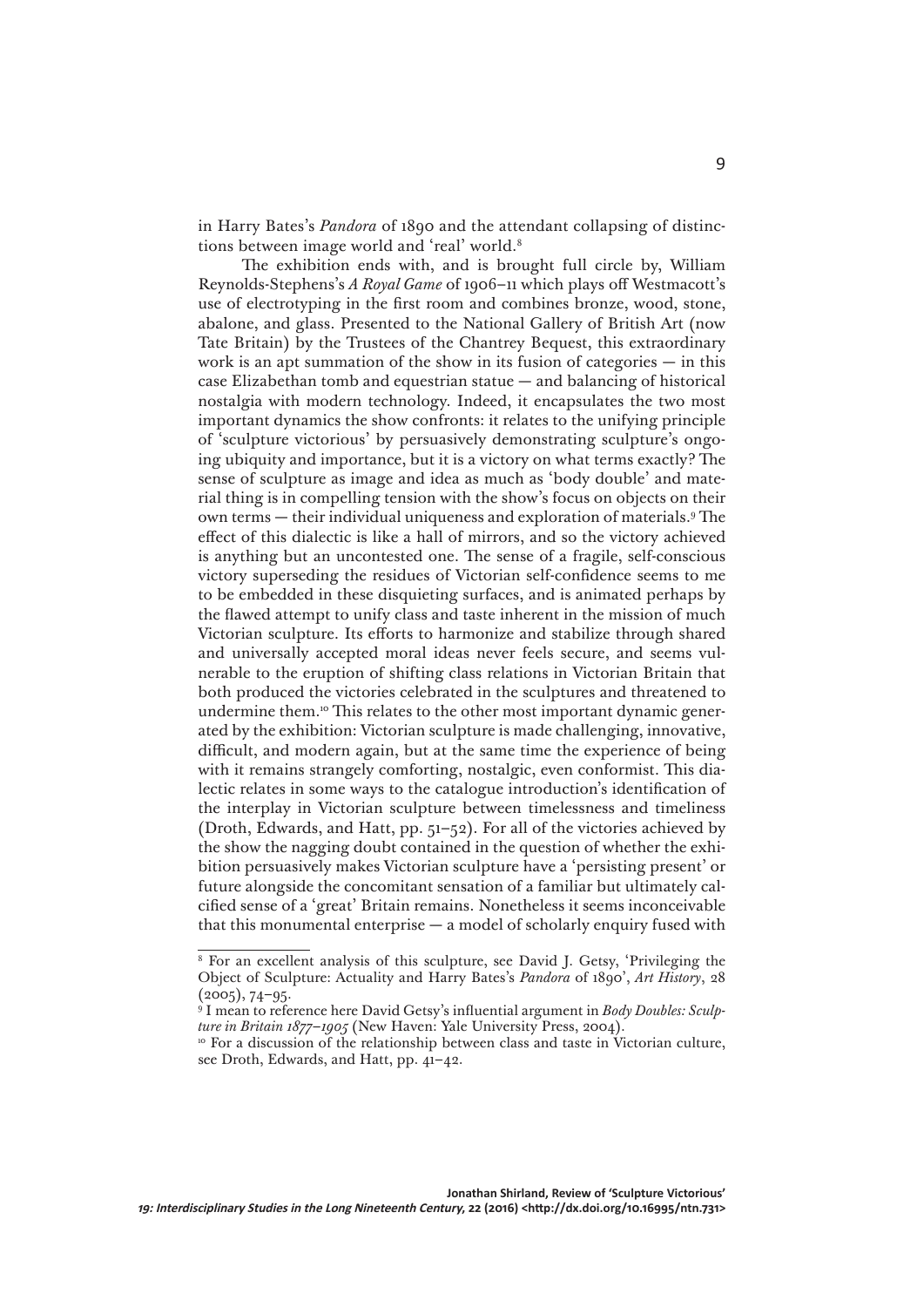in Harry Bates's *Pandora* of 1890 and the attendant collapsing of distinctions between image world and 'real' world.[8]

The exhibition ends with, and is brought full circle by, William Reynolds-Stephens's *A Royal Game* of 1906–11 which plays off Westmacott's use of electrotyping in the first room and combines bronze, wood, stone, abalone, and glass. Presented to the National Gallery of British Art (now Tate Britain) by the Trustees of the Chantrey Bequest, this extraordinary work is an apt summation of the show in its fusion of categories — in this case Elizabethan tomb and equestrian statue — and balancing of historical nostalgia with modern technology. Indeed, it encapsulates the two most important dynamics the show confronts: it relates to the unifying principle of 'sculpture victorious' by persuasively demonstrating sculpture's ongoing ubiquity and importance, but it is a victory on what terms exactly? The sense of sculpture as image and idea as much as 'body double' and material thing is in compelling tension with the show's focus on objects on their own terms — their individual uniqueness and exploration of materials.[9] The effect of this dialectic is like a hall of mirrors, and so the victory achieved is anything but an uncontested one. The sense of a fragile, self-conscious victory superseding the residues of Victorian self-confidence seems to me to be embedded in these disquieting surfaces, and is animated perhaps by the flawed attempt to unify class and taste inherent in the mission of much Victorian sculpture. Its efforts to harmonize and stabilize through shared and universally accepted moral ideas never feels secure, and seems vulnerable to the eruption of shifting class relations in Victorian Britain that both produced the victories celebrated in the sculptures and threatened to undermine them.[10] This relates to the other most important dynamic generated by the exhibition: Victorian sculpture is made challenging, innovative, difficult, and modern again, but at the same time the experience of being with it remains strangely comforting, nostalgic, even conformist. This dialectic relates in some ways to the catalogue introduction's identification of the interplay in Victorian sculpture between timelessness and timeliness (Droth, Edwards, and Hatt, pp. 51–52). For all of the victories achieved by the show the nagging doubt contained in the question of whether the exhibition persuasively makes Victorian sculpture have a 'persisting present' or future alongside the concomitant sensation of a familiar but ultimately calcified sense of a 'great' Britain remains. Nonetheless it seems inconceivable that this monumental enterprise — a model of scholarly enquiry fused with

---

[8] For an excellent analysis of this sculpture, see David J. Getsy, 'Privileging the Object of Sculpture: Actuality and Harry Bates's *Pandora* of 1890', *Art History*, 28 (2005), 74–95.

[9] I mean to reference here David Getsy's influential argument in *Body Doubles: Sculpture in Britain 1877–1905* (New Haven: Yale University Press, 2004).

[10] For a discussion of the relationship between class and taste in Victorian culture, see Droth, Edwards, and Hatt, pp. 41–42.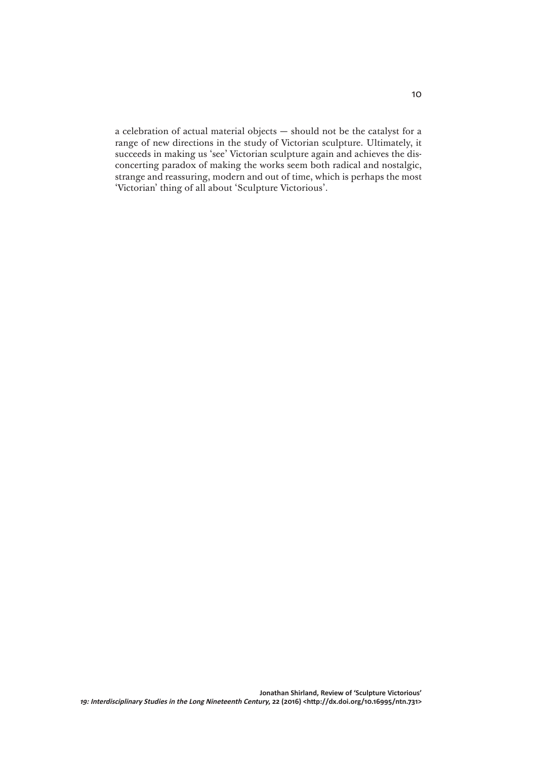a celebration of actual material objects — should not be the catalyst for a range of new directions in the study of Victorian sculpture. Ultimately, it succeeds in making us 'see' Victorian sculpture again and achieves the disconcerting paradox of making the works seem both radical and nostalgic, strange and reassuring, modern and out of time, which is perhaps the most 'Victorian' thing of all about 'Sculpture Victorious'.